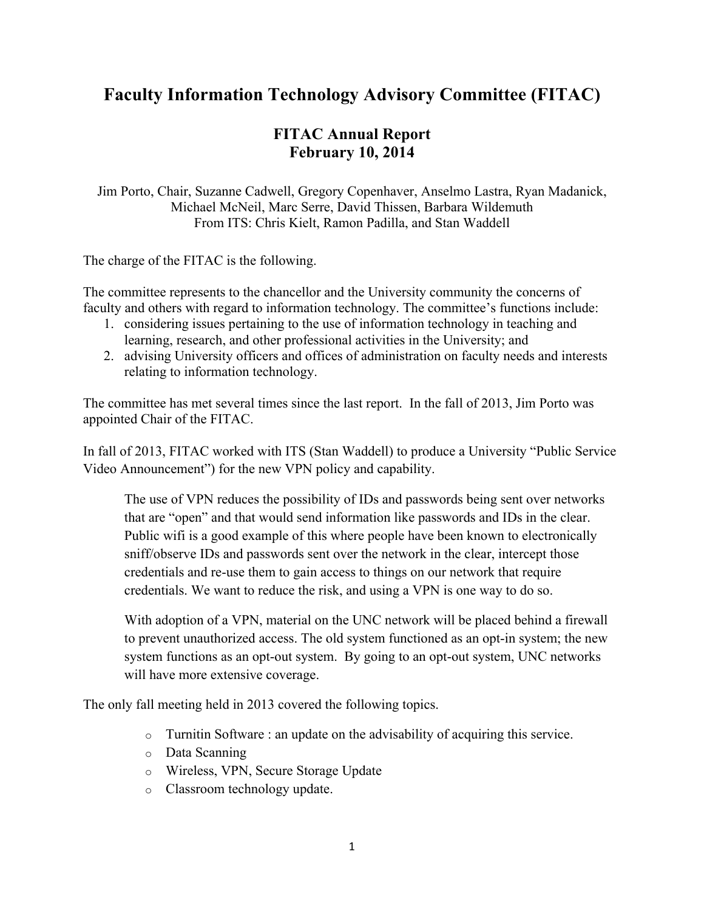# Faculty Information Technology Advisory Committee (FITAC)

## FITAC Annual Report
## February 10, 2014

Jim Porto, Chair, Suzanne Cadwell, Gregory Copenhaver, Anselmo Lastra, Ryan Madanick, Michael McNeil, Marc Serre, David Thissen, Barbara Wildemuth
From ITS: Chris Kielt, Ramon Padilla, and Stan Waddell

The charge of the FITAC is the following.

The committee represents to the chancellor and the University community the concerns of faculty and others with regard to information technology. The committee's functions include:

1. considering issues pertaining to the use of information technology in teaching and learning, research, and other professional activities in the University; and
2. advising University officers and offices of administration on faculty needs and interests relating to information technology.

The committee has met several times since the last report. In the fall of 2013, Jim Porto was appointed Chair of the FITAC.

In fall of 2013, FITAC worked with ITS (Stan Waddell) to produce a University "Public Service Video Announcement") for the new VPN policy and capability.

> The use of VPN reduces the possibility of IDs and passwords being sent over networks that are "open" and that would send information like passwords and IDs in the clear. Public wifi is a good example of this where people have been known to electronically sniff/observe IDs and passwords sent over the network in the clear, intercept those credentials and re-use them to gain access to things on our network that require credentials. We want to reduce the risk, and using a VPN is one way to do so.
>
> With adoption of a VPN, material on the UNC network will be placed behind a firewall to prevent unauthorized access. The old system functioned as an opt-in system; the new system functions as an opt-out system. By going to an opt-out system, UNC networks will have more extensive coverage.

The only fall meeting held in 2013 covered the following topics.

- Turnitin Software : an update on the advisability of acquiring this service.
- Data Scanning
- Wireless, VPN, Secure Storage Update
- Classroom technology update.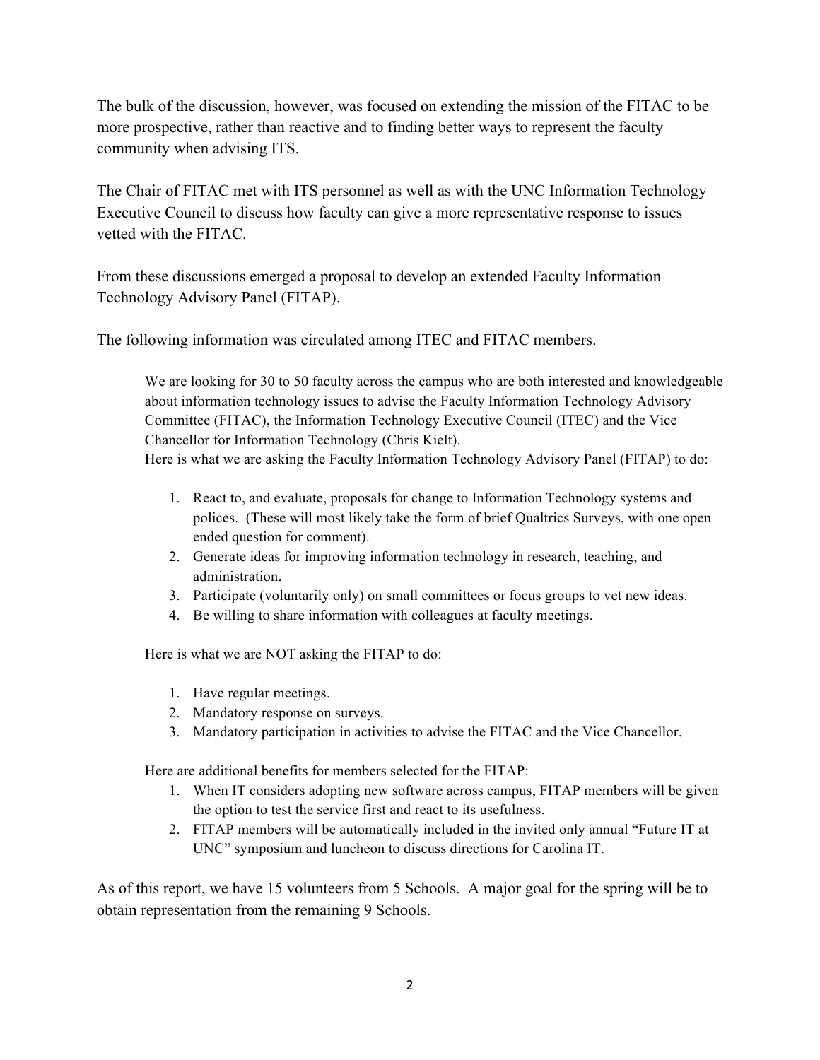The bulk of the discussion, however, was focused on extending the mission of the FITAC to be more prospective, rather than reactive and to finding better ways to represent the faculty community when advising ITS.

The Chair of FITAC met with ITS personnel as well as with the UNC Information Technology Executive Council to discuss how faculty can give a more representative response to issues vetted with the FITAC.

From these discussions emerged a proposal to develop an extended Faculty Information Technology Advisory Panel (FITAP).

The following information was circulated among ITEC and FITAC members.

> We are looking for 30 to 50 faculty across the campus who are both interested and knowledgeable about information technology issues to advise the Faculty Information Technology Advisory Committee (FITAC), the Information Technology Executive Council (ITEC) and the Vice Chancellor for Information Technology (Chris Kielt).
> Here is what we are asking the Faculty Information Technology Advisory Panel (FITAP) to do:
>
> 1. React to, and evaluate, proposals for change to Information Technology systems and polices. (These will most likely take the form of brief Qualtrics Surveys, with one open ended question for comment).
> 2. Generate ideas for improving information technology in research, teaching, and administration.
> 3. Participate (voluntarily only) on small committees or focus groups to vet new ideas.
> 4. Be willing to share information with colleagues at faculty meetings.
>
> Here is what we are NOT asking the FITAP to do:
>
> 1. Have regular meetings.
> 2. Mandatory response on surveys.
> 3. Mandatory participation in activities to advise the FITAC and the Vice Chancellor.
>
> Here are additional benefits for members selected for the FITAP:
>
> 1. When IT considers adopting new software across campus, FITAP members will be given the option to test the service first and react to its usefulness.
> 2. FITAP members will be automatically included in the invited only annual "Future IT at UNC" symposium and luncheon to discuss directions for Carolina IT.

As of this report, we have 15 volunteers from 5 Schools. A major goal for the spring will be to obtain representation from the remaining 9 Schools.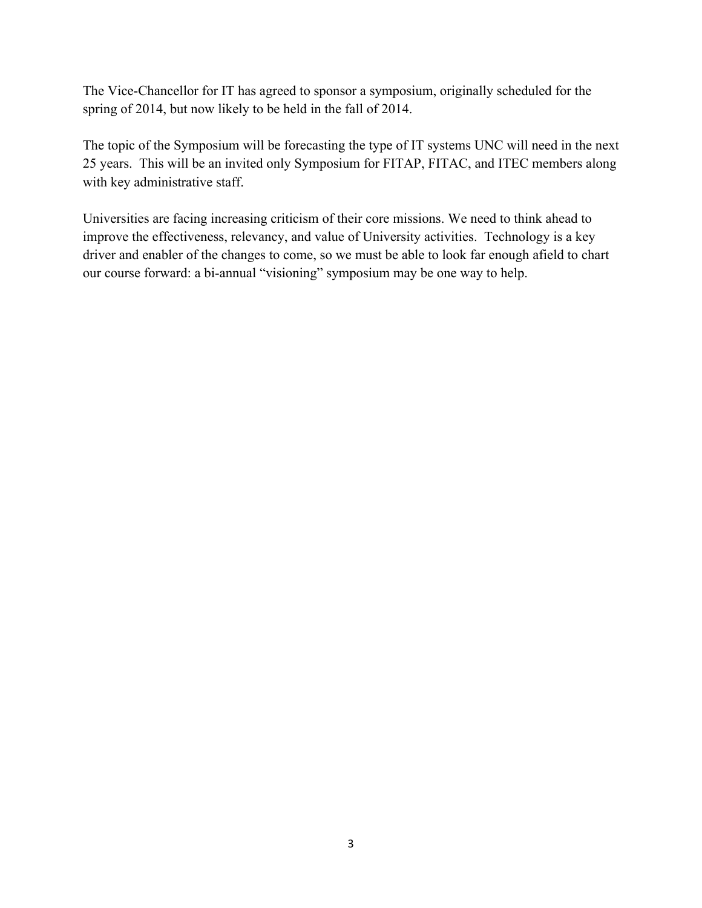The Vice-Chancellor for IT has agreed to sponsor a symposium, originally scheduled for the spring of 2014, but now likely to be held in the fall of 2014.

The topic of the Symposium will be forecasting the type of IT systems UNC will need in the next 25 years. This will be an invited only Symposium for FITAP, FITAC, and ITEC members along with key administrative staff.

Universities are facing increasing criticism of their core missions. We need to think ahead to improve the effectiveness, relevancy, and value of University activities. Technology is a key driver and enabler of the changes to come, so we must be able to look far enough afield to chart our course forward: a bi-annual "visioning" symposium may be one way to help.